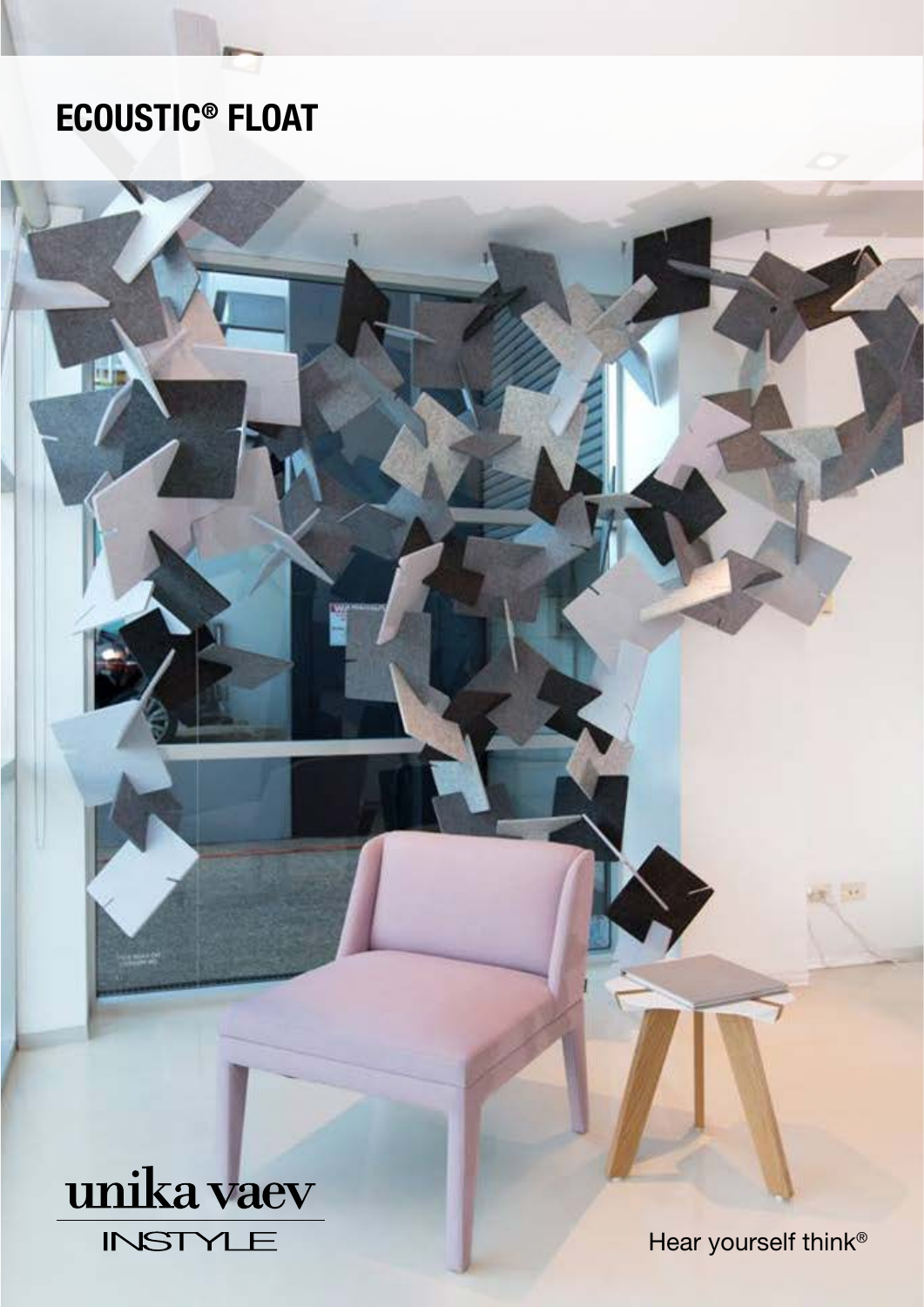# ECOUSTIC® FLOAT

unika vaev

INSTYLE

Hear yourself think®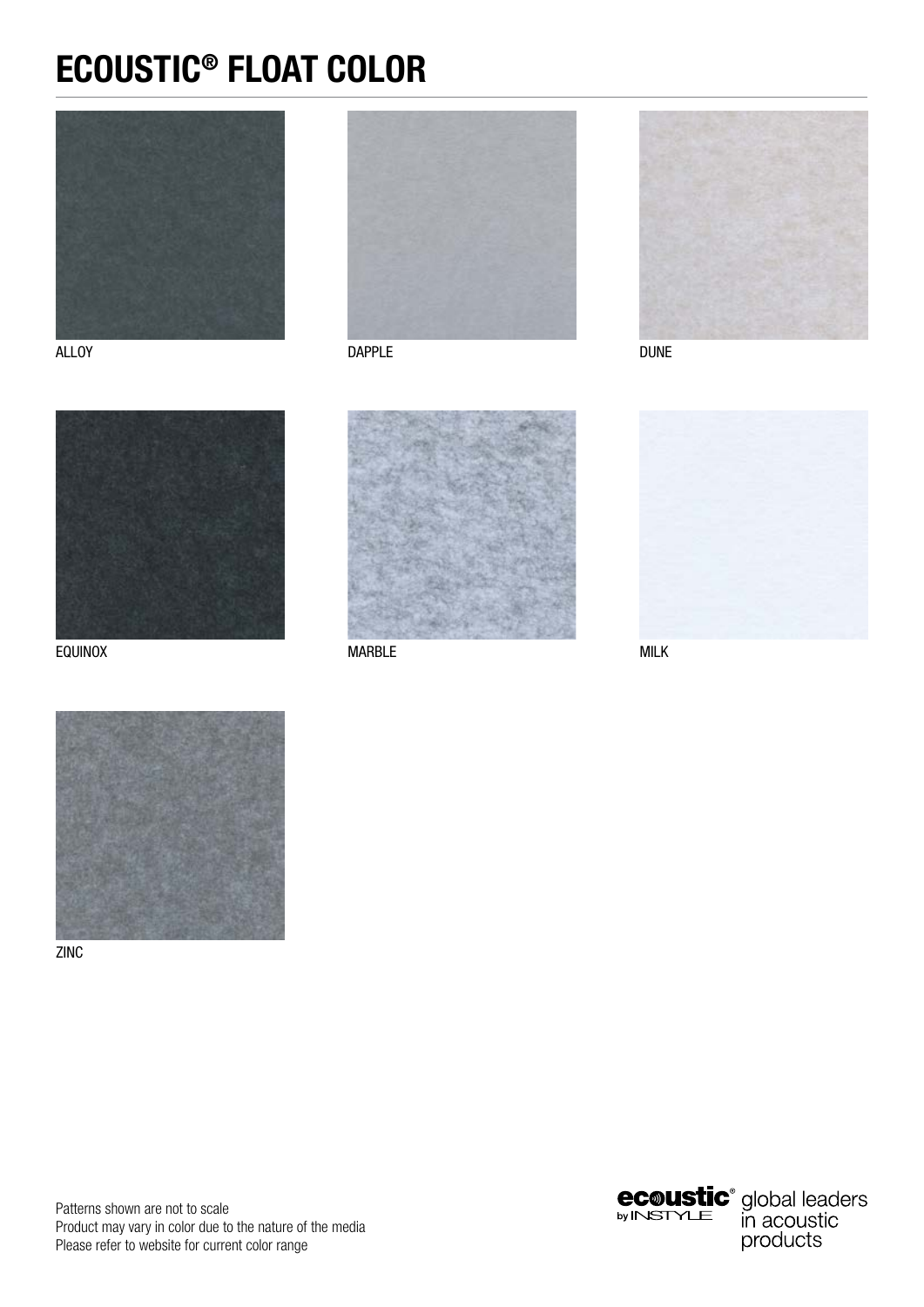# ECOUSTIC® FLOAT COLOR

ALLOY

DAPPLE

DUNE

EQUINOX

MARBLE

MILK

ZINC

Patterns shown are not to scale
Product may vary in color due to the nature of the media
Please refer to website for current color range

ecoustic® by INSTYLE global leaders in acoustic products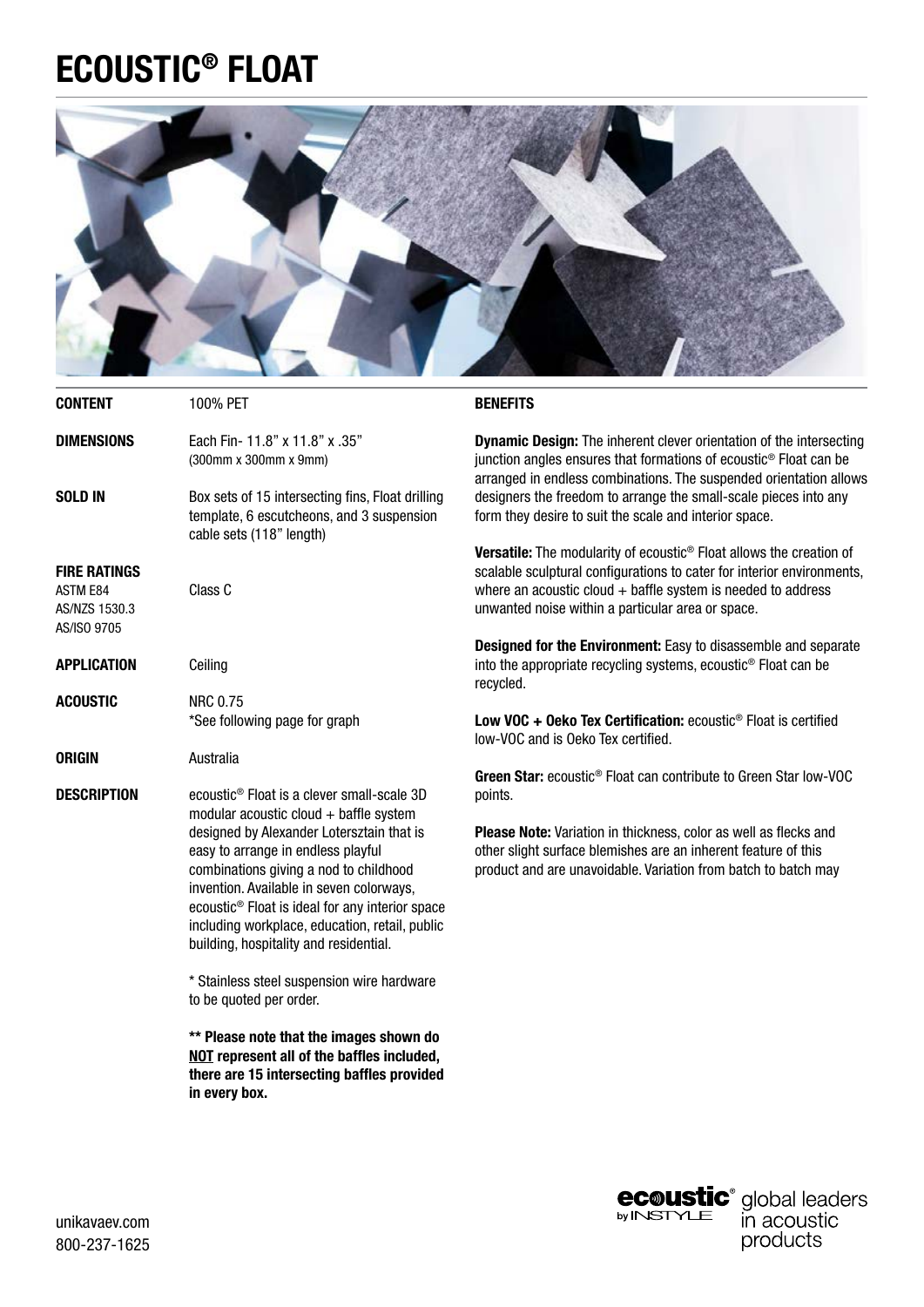# ECOUSTIC® FLOAT

| | |
|---|---|
| **CONTENT** | 100% PET |
| **DIMENSIONS** | Each Fin- 11.8" x 11.8" x .35" (300mm x 300mm x 9mm) |
| **SOLD IN** | Box sets of 15 intersecting fins, Float drilling template, 6 escutcheons, and 3 suspension cable sets (118" length) |
| **FIRE RATINGS** ASTM E84 AS/NZS 1530.3 AS/ISO 9705 | Class C |
| **APPLICATION** | Ceiling |
| **ACOUSTIC** | NRC 0.75 *See following page for graph |
| **ORIGIN** | Australia |
| **DESCRIPTION** | ecoustic® Float is a clever small-scale 3D modular acoustic cloud + baffle system designed by Alexander Lotersztain that is easy to arrange in endless playful combinations giving a nod to childhood invention. Available in seven colorways, ecoustic® Float is ideal for any interior space including workplace, education, retail, public building, hospitality and residential. |

* Stainless steel suspension wire hardware to be quoted per order.

**** Please note that the images shown do NOT represent all of the baffles included, there are 15 intersecting baffles provided in every box.**

## BENEFITS

**Dynamic Design:** The inherent clever orientation of the intersecting junction angles ensures that formations of ecoustic® Float can be arranged in endless combinations. The suspended orientation allows designers the freedom to arrange the small-scale pieces into any form they desire to suit the scale and interior space.

**Versatile:** The modularity of ecoustic® Float allows the creation of scalable sculptural configurations to cater for interior environments, where an acoustic cloud + baffle system is needed to address unwanted noise within a particular area or space.

**Designed for the Environment:** Easy to disassemble and separate into the appropriate recycling systems, ecoustic® Float can be recycled.

**Low VOC + Oeko Tex Certification:** ecoustic® Float is certified low-VOC and is Oeko Tex certified.

**Green Star:** ecoustic® Float can contribute to Green Star low-VOC points.

**Please Note:** Variation in thickness, color as well as flecks and other slight surface blemishes are an inherent feature of this product and are unavoidable. Variation from batch to batch may

unikavaev.com
800-237-1625

ecoustic® by INSTYLE global leaders in acoustic products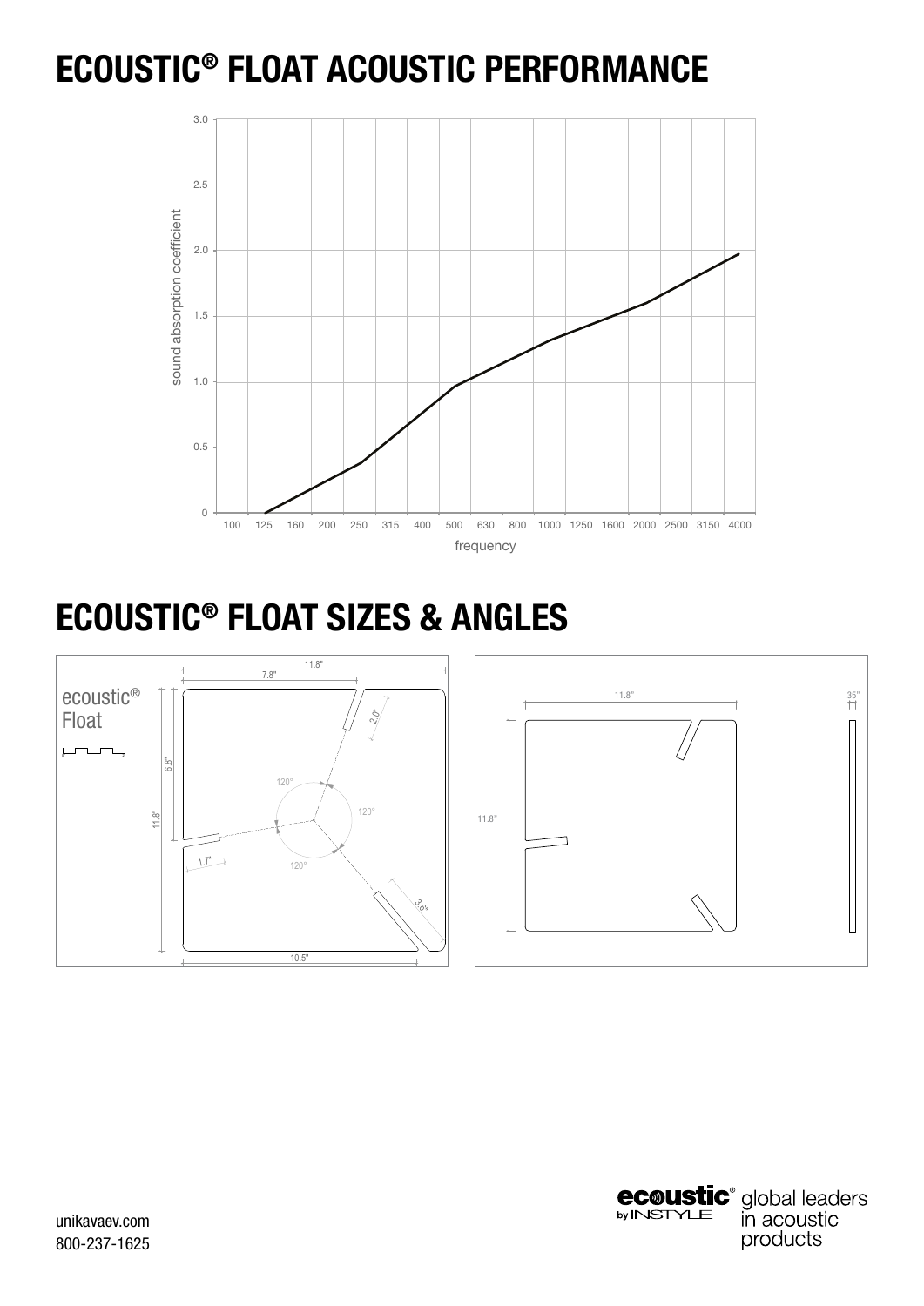# ECOUSTIC® FLOAT ACOUSTIC PERFORMANCE

sound absorption coefficient

3.0
2.5
2.0
1.5
1.0
0.5
0

100 125 160 200 250 315 400 500 630 800 1000 1250 1600 2000 2500 3150 4000

frequency

# ECOUSTIC® FLOAT SIZES & ANGLES

ecoustic®
Float

11.8"
7.8"
2.0"
6.8"
11.8"
120°
120°
120°
1.7"
3.6"
10.5"

11.8"
.35"
11.8"

ecoustic® by INSTYLE global leaders in acoustic products

unikavaev.com
800-237-1625